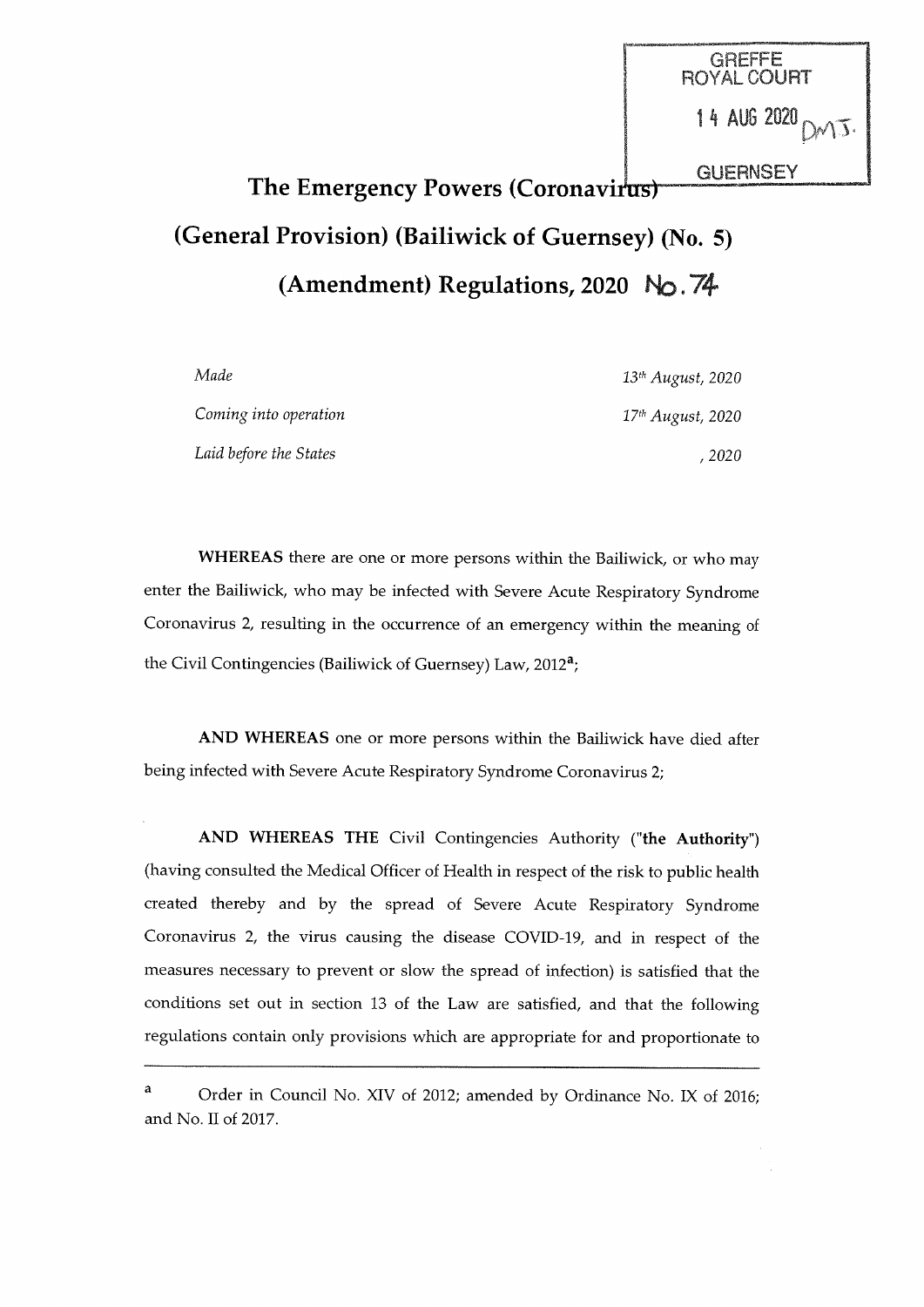GREFFE
ROYAL COURT

14 AUG 2020 DMT.

GUERNSEY

# The Emergency Powers (Coronavirus) (General Provision) (Bailiwick of Guernsey) (No. 5) (Amendment) Regulations, 2020 No. 74

| | |
|---|---|
| *Made* | *13th August, 2020* |
| *Coming into operation* | *17th August, 2020* |
| *Laid before the States* | *, 2020* |

**WHEREAS** there are one or more persons within the Bailiwick, or who may enter the Bailiwick, who may be infected with Severe Acute Respiratory Syndrome Coronavirus 2, resulting in the occurrence of an emergency within the meaning of the Civil Contingencies (Bailiwick of Guernsey) Law, 2012[a];

**AND WHEREAS** one or more persons within the Bailiwick have died after being infected with Severe Acute Respiratory Syndrome Coronavirus 2;

**AND WHEREAS THE** Civil Contingencies Authority ("**the Authority**") (having consulted the Medical Officer of Health in respect of the risk to public health created thereby and by the spread of Severe Acute Respiratory Syndrome Coronavirus 2, the virus causing the disease COVID-19, and in respect of the measures necessary to prevent or slow the spread of infection) is satisfied that the conditions set out in section 13 of the Law are satisfied, and that the following regulations contain only provisions which are appropriate for and proportionate to

---

[a] Order in Council No. XIV of 2012; amended by Ordinance No. IX of 2016; and No. II of 2017.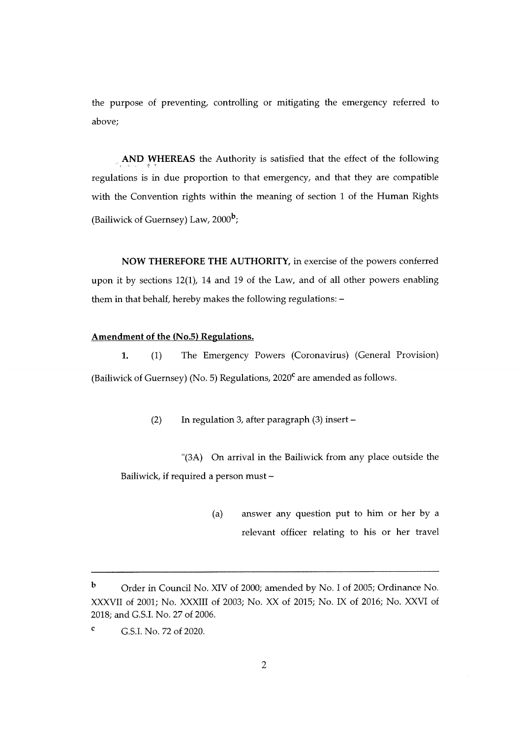the purpose of preventing, controlling or mitigating the emergency referred to above;

**AND WHEREAS** the Authority is satisfied that the effect of the following regulations is in due proportion to that emergency, and that they are compatible with the Convention rights within the meaning of section 1 of the Human Rights (Bailiwick of Guernsey) Law, 2000[b];

**NOW THEREFORE THE AUTHORITY,** in exercise of the powers conferred upon it by sections 12(1), 14 and 19 of the Law, and of all other powers enabling them in that behalf, hereby makes the following regulations: –

**Amendment of the (No.5) Regulations.**

**1.** (1) The Emergency Powers (Coronavirus) (General Provision) (Bailiwick of Guernsey) (No. 5) Regulations, 2020[c] are amended as follows.

(2) In regulation 3, after paragraph (3) insert –

"(3A) On arrival in the Bailiwick from any place outside the Bailiwick, if required a person must –

(a) answer any question put to him or her by a relevant officer relating to his or her travel

---

[b] Order in Council No. XIV of 2000; amended by No. I of 2005; Ordinance No. XXXVII of 2001; No. XXXIII of 2003; No. XX of 2015; No. IX of 2016; No. XXVI of 2018; and G.S.I. No. 27 of 2006.

[c] G.S.I. No. 72 of 2020.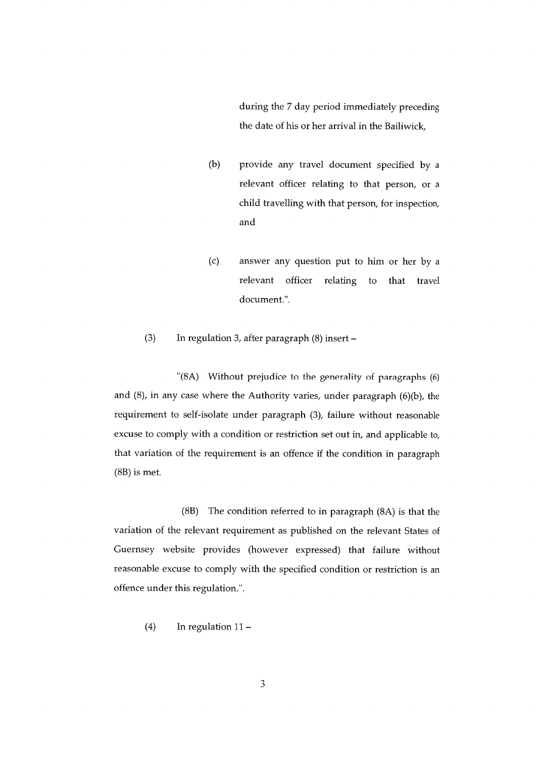during the 7 day period immediately preceding the date of his or her arrival in the Bailiwick,

(b) provide any travel document specified by a relevant officer relating to that person, or a child travelling with that person, for inspection, and

(c) answer any question put to him or her by a relevant officer relating to that travel document.".

(3) In regulation 3, after paragraph (8) insert –

"(8A) Without prejudice to the generality of paragraphs (6) and (8), in any case where the Authority varies, under paragraph (6)(b), the requirement to self-isolate under paragraph (3), failure without reasonable excuse to comply with a condition or restriction set out in, and applicable to, that variation of the requirement is an offence if the condition in paragraph (8B) is met.

(8B) The condition referred to in paragraph (8A) is that the variation of the relevant requirement as published on the relevant States of Guernsey website provides (however expressed) that failure without reasonable excuse to comply with the specified condition or restriction is an offence under this regulation.".

(4) In regulation 11 –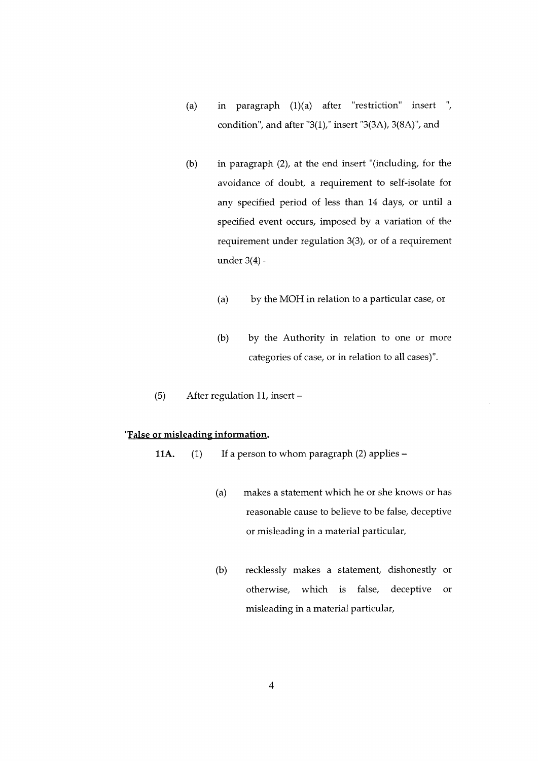(a) in paragraph (1)(a) after "restriction" insert ", condition", and after "3(1)," insert "3(3A), 3(8A)", and

(b) in paragraph (2), at the end insert "(including, for the avoidance of doubt, a requirement to self-isolate for any specified period of less than 14 days, or until a specified event occurs, imposed by a variation of the requirement under regulation 3(3), or of a requirement under 3(4) -

  (a) by the MOH in relation to a particular case, or

  (b) by the Authority in relation to one or more categories of case, or in relation to all cases)".

(5) After regulation 11, insert –

"**False or misleading information.**

**11A.** (1) If a person to whom paragraph (2) applies –

  (a) makes a statement which he or she knows or has reasonable cause to believe to be false, deceptive or misleading in a material particular,

  (b) recklessly makes a statement, dishonestly or otherwise, which is false, deceptive or misleading in a material particular,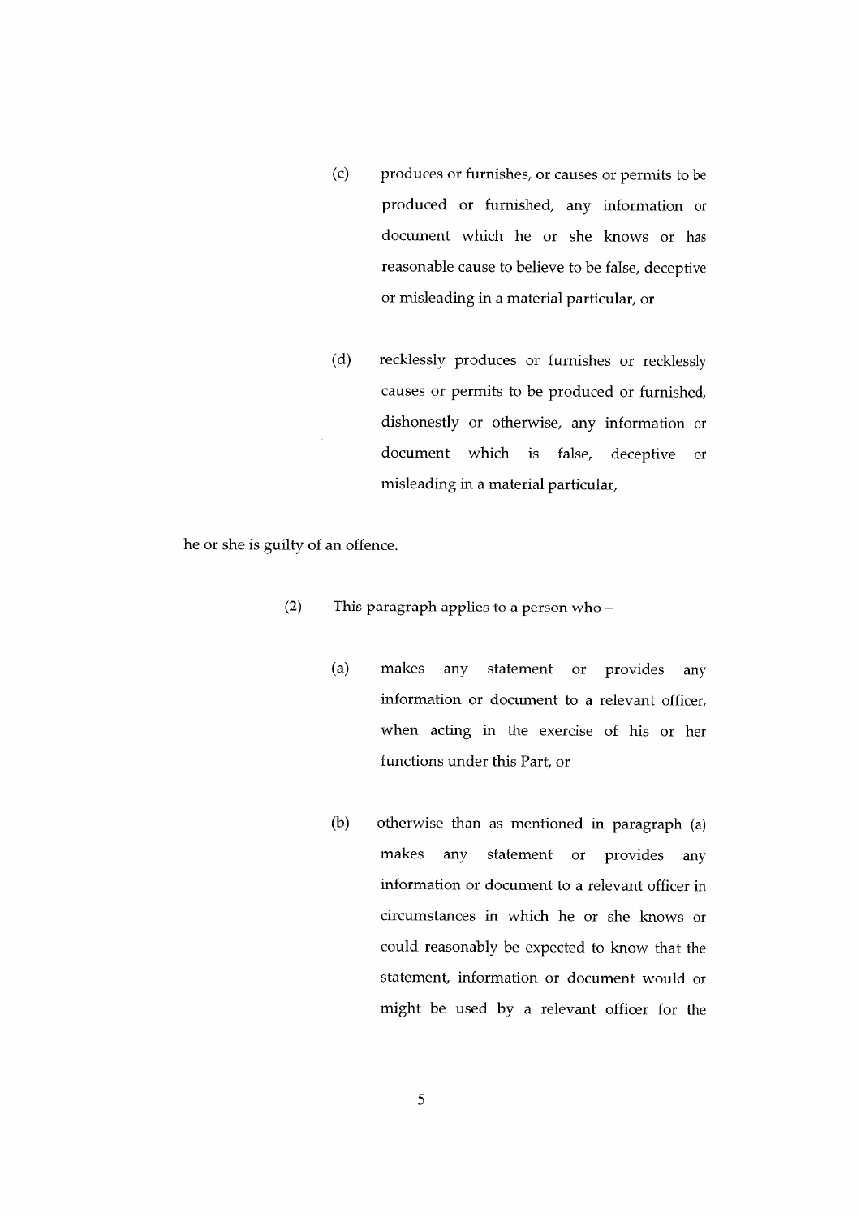(c) produces or furnishes, or causes or permits to be produced or furnished, any information or document which he or she knows or has reasonable cause to believe to be false, deceptive or misleading in a material particular, or

(d) recklessly produces or furnishes or recklessly causes or permits to be produced or furnished, dishonestly or otherwise, any information or document which is false, deceptive or misleading in a material particular,

he or she is guilty of an offence.

(2) This paragraph applies to a person who –

(a) makes any statement or provides any information or document to a relevant officer, when acting in the exercise of his or her functions under this Part, or

(b) otherwise than as mentioned in paragraph (a) makes any statement or provides any information or document to a relevant officer in circumstances in which he or she knows or could reasonably be expected to know that the statement, information or document would or might be used by a relevant officer for the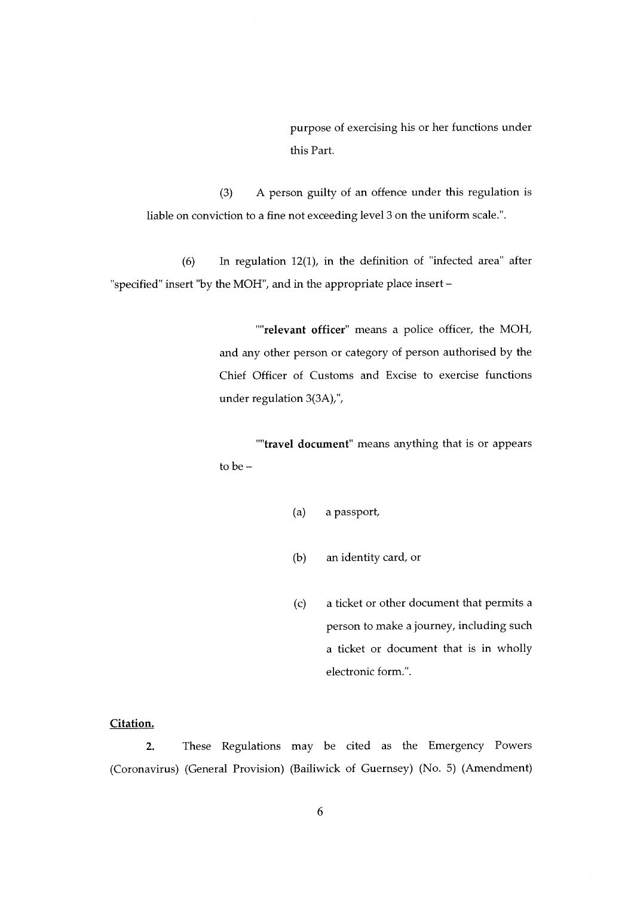purpose of exercising his or her functions under this Part.

(3) A person guilty of an offence under this regulation is liable on conviction to a fine not exceeding level 3 on the uniform scale.".

(6) In regulation 12(1), in the definition of "infected area" after "specified" insert "by the MOH", and in the appropriate place insert –

""**relevant officer**" means a police officer, the MOH, and any other person or category of person authorised by the Chief Officer of Customs and Excise to exercise functions under regulation 3(3A),",

""**travel document**" means anything that is or appears to be –

(a) a passport,

(b) an identity card, or

(c) a ticket or other document that permits a person to make a journey, including such a ticket or document that is in wholly electronic form.".

**Citation.**

**2.** These Regulations may be cited as the Emergency Powers (Coronavirus) (General Provision) (Bailiwick of Guernsey) (No. 5) (Amendment)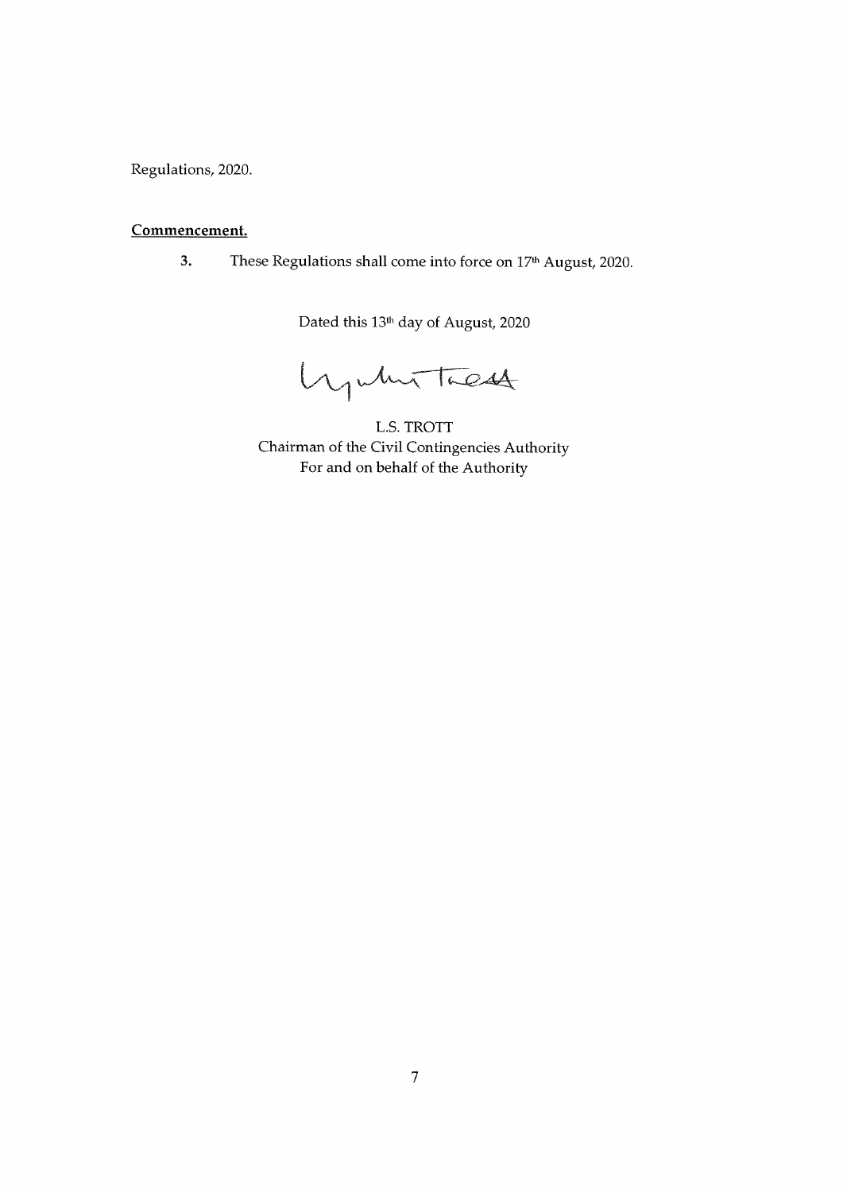Regulations, 2020.

**Commencement.**

3. These Regulations shall come into force on 17th August, 2020.

Dated this 13th day of August, 2020

L.S. TROTT
Chairman of the Civil Contingencies Authority
For and on behalf of the Authority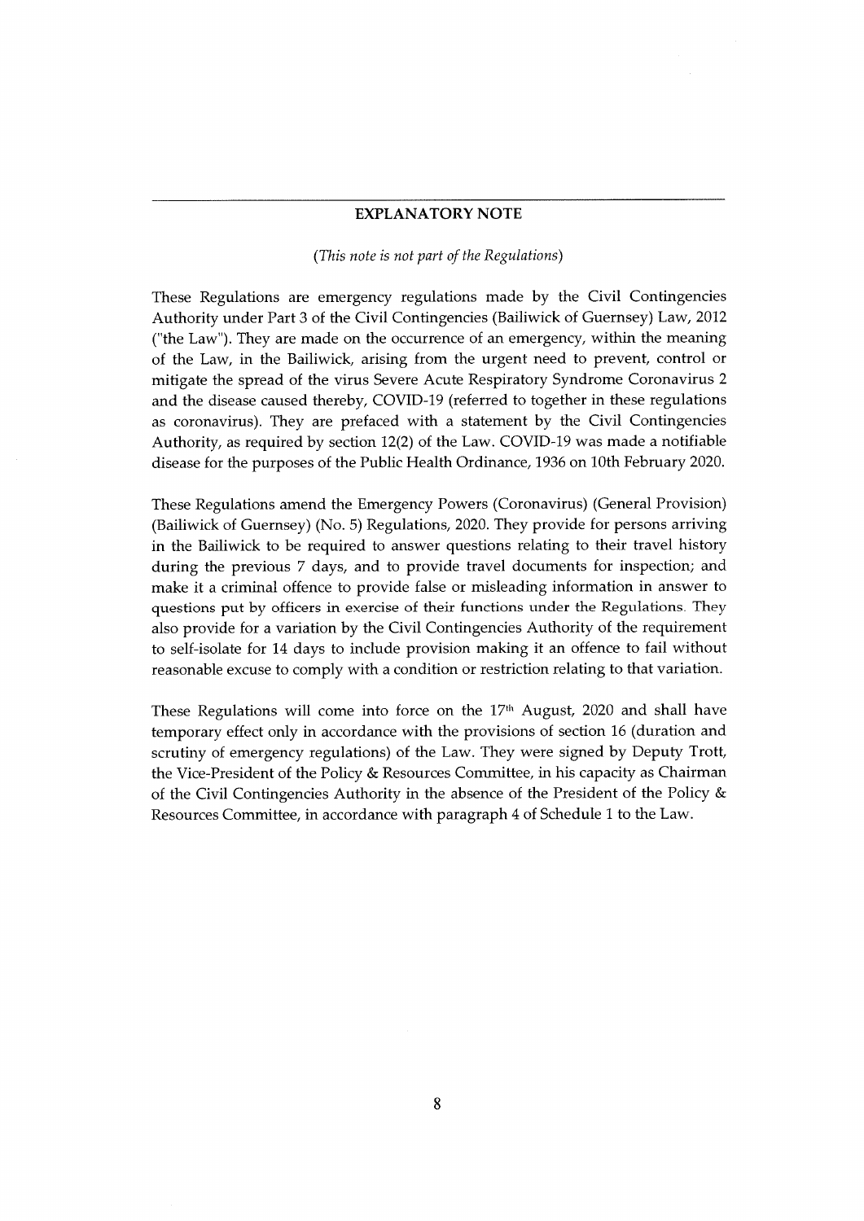## EXPLANATORY NOTE

*(This note is not part of the Regulations)*

These Regulations are emergency regulations made by the Civil Contingencies Authority under Part 3 of the Civil Contingencies (Bailiwick of Guernsey) Law, 2012 ("the Law"). They are made on the occurrence of an emergency, within the meaning of the Law, in the Bailiwick, arising from the urgent need to prevent, control or mitigate the spread of the virus Severe Acute Respiratory Syndrome Coronavirus 2 and the disease caused thereby, COVID-19 (referred to together in these regulations as coronavirus). They are prefaced with a statement by the Civil Contingencies Authority, as required by section 12(2) of the Law. COVID-19 was made a notifiable disease for the purposes of the Public Health Ordinance, 1936 on 10th February 2020.

These Regulations amend the Emergency Powers (Coronavirus) (General Provision) (Bailiwick of Guernsey) (No. 5) Regulations, 2020. They provide for persons arriving in the Bailiwick to be required to answer questions relating to their travel history during the previous 7 days, and to provide travel documents for inspection; and make it a criminal offence to provide false or misleading information in answer to questions put by officers in exercise of their functions under the Regulations. They also provide for a variation by the Civil Contingencies Authority of the requirement to self-isolate for 14 days to include provision making it an offence to fail without reasonable excuse to comply with a condition or restriction relating to that variation.

These Regulations will come into force on the 17th August, 2020 and shall have temporary effect only in accordance with the provisions of section 16 (duration and scrutiny of emergency regulations) of the Law. They were signed by Deputy Trott, the Vice-President of the Policy & Resources Committee, in his capacity as Chairman of the Civil Contingencies Authority in the absence of the President of the Policy & Resources Committee, in accordance with paragraph 4 of Schedule 1 to the Law.